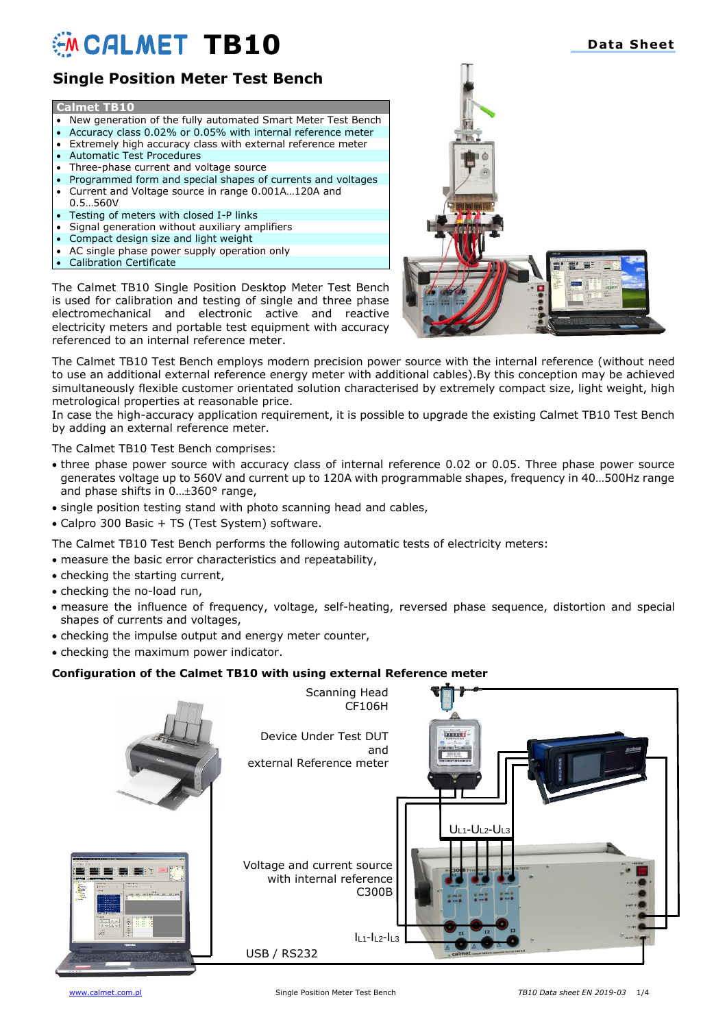# CALMET TB10

**Data Sheet**

## Single Position Meter Test Bench

**Calmet TB10**

- New generation of the fully automated Smart Meter Test Bench
- Accuracy class 0.02% or 0.05% with internal reference meter
- Extremely high accuracy class with external reference meter
- Automatic Test Procedures
- Three-phase current and voltage source
- Programmed form and special shapes of currents and voltages
- Current and Voltage source in range 0.001A…120A and 0.5…560V
- Testing of meters with closed I-P links
- Signal generation without auxiliary amplifiers
- Compact design size and light weight
- AC single phase power supply operation only
- Calibration Certificate

The Calmet TB10 Single Position Desktop Meter Test Bench is used for calibration and testing of single and three phase electromechanical and electronic active and reactive electricity meters and portable test equipment with accuracy referenced to an internal reference meter.

The Calmet TB10 Test Bench employs modern precision power source with the internal reference (without need to use an additional external reference energy meter with additional cables).By this conception may be achieved simultaneously flexible customer orientated solution characterised by extremely compact size, light weight, high metrological properties at reasonable price.
In case the high-accuracy application requirement, it is possible to upgrade the existing Calmet TB10 Test Bench by adding an external reference meter.

The Calmet TB10 Test Bench comprises:

- three phase power source with accuracy class of internal reference 0.02 or 0.05. Three phase power source generates voltage up to 560V and current up to 120A with programmable shapes, frequency in 40…500Hz range and phase shifts in 0…±360° range,
- single position testing stand with photo scanning head and cables,
- Calpro 300 Basic + TS (Test System) software.

The Calmet TB10 Test Bench performs the following automatic tests of electricity meters:

- measure the basic error characteristics and repeatability,
- checking the starting current,
- checking the no-load run,
- measure the influence of frequency, voltage, self-heating, reversed phase sequence, distortion and special shapes of currents and voltages,
- checking the impulse output and energy meter counter,
- checking the maximum power indicator.

**Configuration of the Calmet TB10 with using external Reference meter**

Scanning Head CF106H

Device Under Test DUT and external Reference meter

$U_{L1}$-$U_{L2}$-$U_{L3}$

Voltage and current source with internal reference C300B

$I_{L1}$-$I_{L2}$-$I_{L3}$

USB / RS232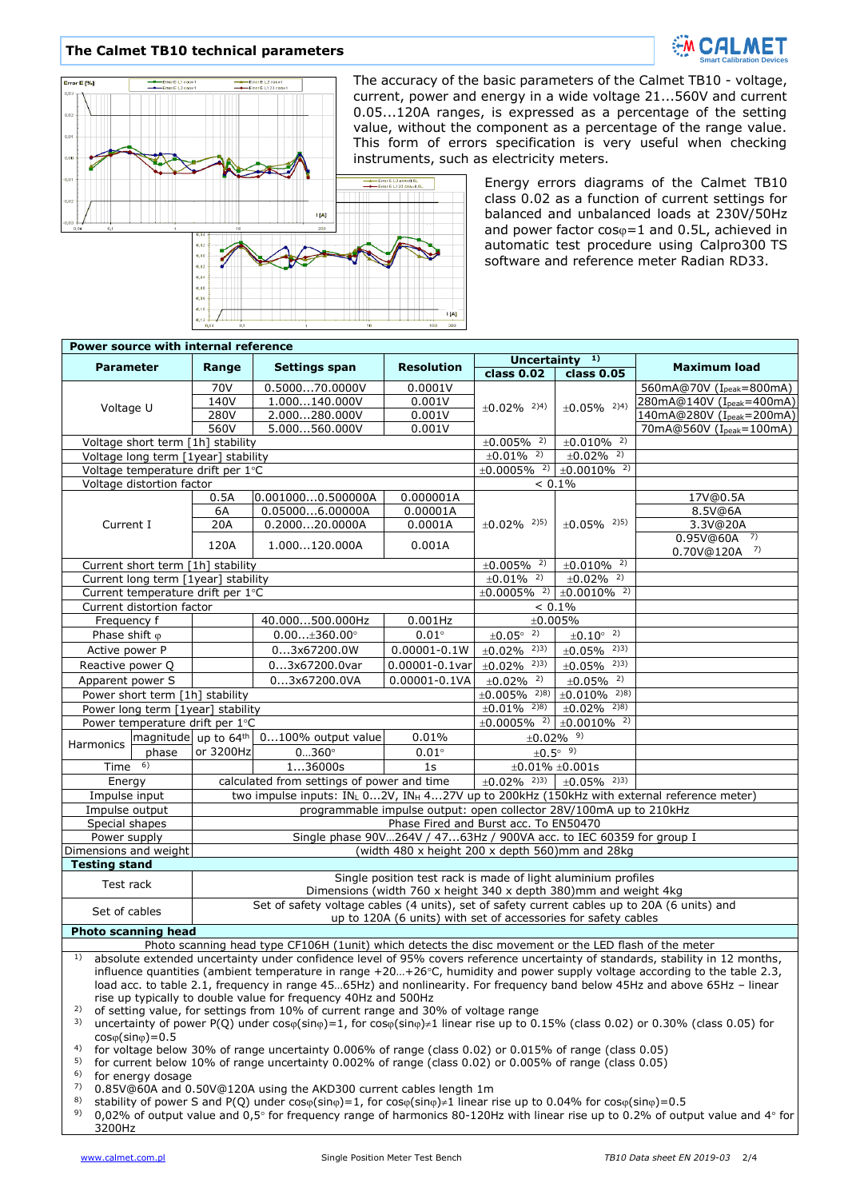## The Calmet TB10 technical parameters

The accuracy of the basic parameters of the Calmet TB10 - voltage, current, power and energy in a wide voltage 21...560V and current 0.05...120A ranges, is expressed as a percentage of the setting value, without the component as a percentage of the range value. This form of errors specification is very useful when checking instruments, such as electricity meters.

Energy errors diagrams of the Calmet TB10 class 0.02 as a function of current settings for balanced and unbalanced loads at 230V/50Hz and power factor cosφ=1 and 0.5L, achieved in automatic test procedure using Calpro300 TS software and reference meter Radian RD33.

| Parameter | | Range | Settings span | Resolution | Uncertainty [1] class 0.02 | Uncertainty [1] class 0.05 | Maximum load |
|---|---|---|---|---|---|---|---|
| **Power source with internal reference** | | | | | | | |
| Voltage U | | 70V | 0.5000…70.0000V | 0.0001V | ±0.02% [2)4)] | ±0.05% [2)4)] | 560mA@70V ($I_{peak}$=800mA) |
| | | 140V | 1.000…140.000V | 0.001V | | | 280mA@140V ($I_{peak}$=400mA) |
| | | 280V | 2.000…280.000V | 0.001V | | | 140mA@280V ($I_{peak}$=200mA) |
| | | 560V | 5.000…560.000V | 0.001V | | | 70mA@560V ($I_{peak}$=100mA) |
| Voltage short term [1h] stability | | | | | ±0.005% [2)] | ±0.010% [2)] | |
| Voltage long term [1year] stability | | | | | ±0.01% [2)] | ±0.02% [2)] | |
| Voltage temperature drift per 1°C | | | | | ±0.0005% [2)] | ±0.0010% [2)] | |
| Voltage distortion factor | | | | | < 0.1% | | |
| Current I | | 0.5A | 0.001000…0.500000A | 0.000001A | ±0.02% [2)5)] | ±0.05% [2)5)] | 17V@0.5A |
| | | 6A | 0.05000…6.00000A | 0.00001A | | | 8.5V@6A |
| | | 20A | 0.2000…20.0000A | 0.0001A | | | 3.3V@20A |
| | | 120A | 1.000…120.000A | 0.001A | | | 0.95V@60A [7)] 0.70V@120A [7)] |
| Current short term [1h] stability | | | | | ±0.005% [2)] | ±0.010% [2)] | |
| Current long term [1year] stability | | | | | ±0.01% [2)] | ±0.02% [2)] | |
| Current temperature drift per 1°C | | | | | ±0.0005% [2)] | ±0.0010% [2)] | |
| Current distortion factor | | | | | < 0.1% | | |
| Frequency f | | | 40.000…500.000Hz | 0.001Hz | ±0.005% | | |
| Phase shift φ | | | 0.00…±360.00° | 0.01° | ±0.05° [2)] | ±0.10° [2)] | |
| Active power P | | | 0…3x67200.0W | 0.00001-0.1W | ±0.02% [2)3)] | ±0.05% [2)3)] | |
| Reactive power Q | | | 0…3x67200.0var | 0.00001-0.1var | ±0.02% [2)3)] | ±0.05% [2)3)] | |
| Apparent power S | | | 0…3x67200.0VA | 0.00001-0.1VA | ±0.02% [2)] | ±0.05% [2)] | |
| Power short term [1h] stability | | | | | ±0.005% [2)8)] | ±0.010% [2)8)] | |
| Power long term [1year] stability | | | | | ±0.01% [2)8)] | ±0.02% [2)8)] | |
| Power temperature drift per 1°C | | | | | ±0.0005% [2)] | ±0.0010% [2)] | |
| Harmonics | magnitude | up to 64th or 3200Hz | 0…100% output value | 0.01% | ±0.02% [9)] | | |
| | phase | | 0…360° | 0.01° | ±0.5° [9)] | | |
| Time [6)] | | | 1…36000s | 1s | ±0.01% ±0.001s | | |
| Energy | | calculated from settings of power and time | | | ±0.02% [2)3)] | ±0.05% [2)3)] | |
| Impulse input | | two impulse inputs: $IN_L$ 0…2V, $IN_H$ 4…27V up to 200kHz (150kHz with external reference meter) | | | | | |
| Impulse output | | programmable impulse output: open collector 28V/100mA up to 210kHz | | | | | |
| Special shapes | | Phase Fired and Burst acc. To EN50470 | | | | | |
| Power supply | | Single phase 90V…264V / 47…63Hz / 900VA acc. to IEC 60359 for group I | | | | | |
| Dimensions and weight | | (width 480 x height 200 x depth 560)mm and 28kg | | | | | |
| **Testing stand** | | | | | | | |
| Test rack | | Single position test rack is made of light aluminium profiles. Dimensions (width 760 x height 340 x depth 380)mm and weight 4kg | | | | | |
| Set of cables | | Set of safety voltage cables (4 units), set of safety current cables up to 20A (6 units) and up to 120A (6 units) with set of accessories for safety cables | | | | | |
| **Photo scanning head** | | | | | | | |
| Photo scanning head type CF106H (1unit) which detects the disc movement or the LED flash of the meter | | | | | | | |

1) absolute extended uncertainty under confidence level of 95% covers reference uncertainty of standards, stability in 12 months, influence quantities (ambient temperature in range +20…+26°C, humidity and power supply voltage according to the table 2.3, load acc. to table 2.1, frequency in range 45…65Hz) and nonlinearity. For frequency band below 45Hz and above 65Hz – linear rise up typically to double value for frequency 40Hz and 500Hz
2) of setting value, for settings from 10% of current range and 30% of voltage range
3) uncertainty of power P(Q) under cosφ(sinφ)=1, for cosφ(sinφ)≠1 linear rise up to 0.15% (class 0.02) or 0.30% (class 0.05) for cosφ(sinφ)=0.5
4) for voltage below 30% of range uncertainty 0.006% of range (class 0.02) or 0.015% of range (class 0.05)
5) for current below 10% of range uncertainty 0.002% of range (class 0.02) or 0.005% of range (class 0.05)
6) for energy dosage
7) 0.85V@60A and 0.50V@120A using the AKD300 current cables length 1m
8) stability of power S and P(Q) under cosφ(sinφ)=1, for cosφ(sinφ)≠1 linear rise up to 0.04% for cosφ(sinφ)=0.5
9) 0,02% of output value and 0,5° for frequency range of harmonics 80-120Hz with linear rise up to 0.2% of output value and 4° for 3200Hz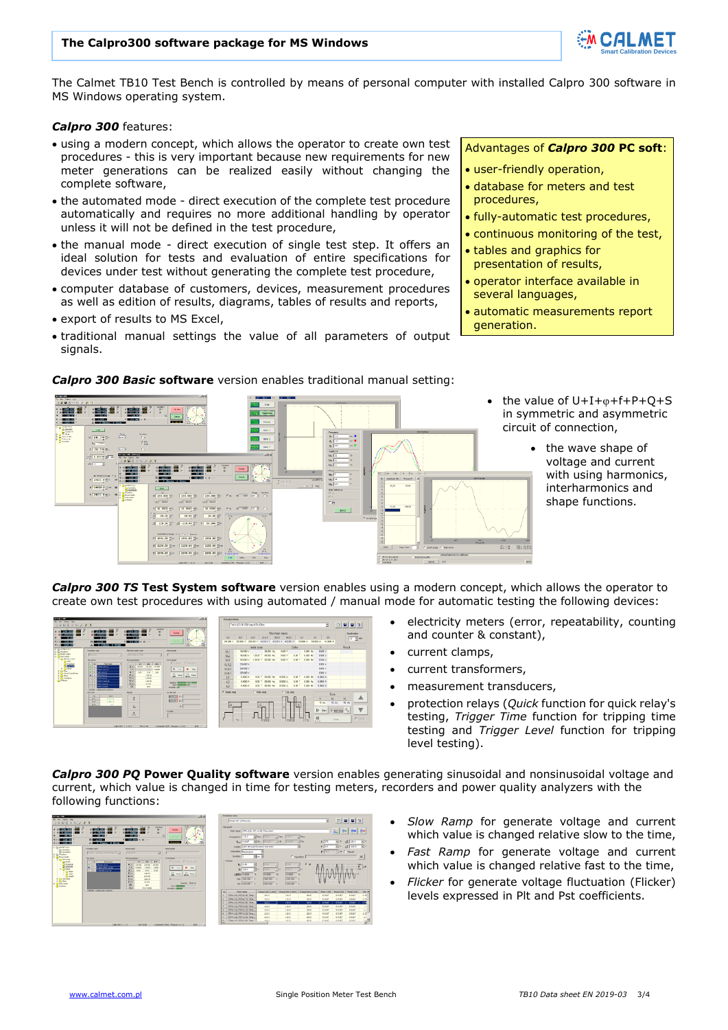# The Calpro300 software package for MS Windows

The Calmet TB10 Test Bench is controlled by means of personal computer with installed Calpro 300 software in MS Windows operating system.

***Calpro 300*** features:

- using a modern concept, which allows the operator to create own test procedures - this is very important because new requirements for new meter generations can be realized easily without changing the complete software,
- the automated mode - direct execution of the complete test procedure automatically and requires no more additional handling by operator unless it will not be defined in the test procedure,
- the manual mode - direct execution of single test step. It offers an ideal solution for tests and evaluation of entire specifications for devices under test without generating the complete test procedure,
- computer database of customers, devices, measurement procedures as well as edition of results, diagrams, tables of results and reports,
- export of results to MS Excel,
- traditional manual settings the value of all parameters of output signals.

Advantages of ***Calpro 300* PC soft**:

- user-friendly operation,
- database for meters and test procedures,
- fully-automatic test procedures,
- continuous monitoring of the test,
- tables and graphics for presentation of results,
- operator interface available in several languages,
- automatic measurements report generation.

***Calpro 300 Basic* software** version enables traditional manual setting:

- the value of U+I+φ+f+P+Q+S in symmetric and asymmetric circuit of connection,
- the wave shape of voltage and current with using harmonics, interharmonics and shape functions.

***Calpro 300 TS* Test System software** version enables using a modern concept, which allows the operator to create own test procedures with using automated / manual mode for automatic testing the following devices:

- electricity meters (error, repeatability, counting and counter & constant),
- current clamps,
- current transformers,
- measurement transducers,
- protection relays (*Quick* function for quick relay's testing, *Trigger Time* function for tripping time testing and *Trigger Level* function for tripping level testing).

***Calpro 300 PQ* Power Quality software** version enables generating sinusoidal and nonsinusoidal voltage and current, which value is changed in time for testing meters, recorders and power quality analyzers with the following functions:

- *Slow Ramp* for generate voltage and current which value is changed relative slow to the time,
- *Fast Ramp* for generate voltage and current which value is changed relative fast to the time,
- *Flicker* for generate voltage fluctuation (Flicker) levels expressed in Plt and Pst coefficients.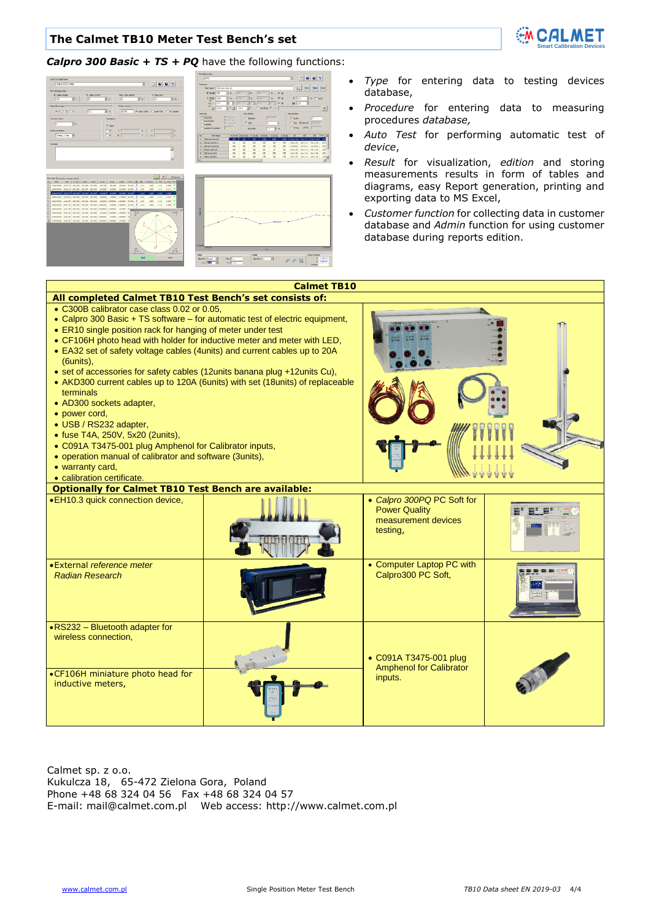## The Calmet TB10 Meter Test Bench's set

***Calpro 300 Basic + TS + PQ*** have the following functions:

- *Type* for entering data to testing devices database,
- *Procedure* for entering data to measuring procedures *database,*
- *Auto Test* for performing automatic test of device,
- *Result* for visualization, *edition* and storing measurements results in form of tables and diagrams, easy Report generation, printing and exporting data to MS Excel,
- *Customer function* for collecting data in customer database and *Admin* function for using customer database during reports edition.

| Calmet TB10 | | | |
|---|---|---|---|
| **All completed Calmet TB10 Test Bench's set consists of:** | | | |
| • C300B calibrator case class 0.02 or 0.05,<br>• Calpro 300 Basic + TS software – for automatic test of electric equipment,<br>• ER10 single position rack for hanging of meter under test<br>• CF106H photo head with holder for inductive meter and meter with LED,<br>• EA32 set of safety voltage cables (4units) and current cables up to 20A (6units),<br>• set of accessories for safety cables (12units banana plug +12units Cu),<br>• AKD300 current cables up to 120A (6units) with set (18units) of replaceable terminals<br>• AD300 sockets adapter,<br>• power cord,<br>• USB / RS232 adapter,<br>• fuse T4A, 250V, 5x20 (2units),<br>• C091A T3475-001 plug Amphenol for Calibrator inputs,<br>• operation manual of calibrator and software (3units),<br>• warranty card,<br>• calibration certificate. | | | |
| **Optionally for Calmet TB10 Test Bench are available:** | | | |
| • EH10.3 quick connection device, | | • *Calpro 300PQ* PC Soft for Power Quality measurement devices testing, | |
| • External *reference meter Radian Research* | | • Computer Laptop PC with Calpro300 PC Soft, | |
| • RS232 – Bluetooth adapter for wireless connection, | | • C091A T3475-001 plug Amphenol for Calibrator inputs. | |
| • CF106H miniature photo head for inductive meters, | | | |

Calmet sp. z o.o.
Kukulcza 18, 65-472 Zielona Gora, Poland
Phone +48 68 324 04 56 Fax +48 68 324 04 57
E-mail: mail@calmet.com.pl Web access: http://www.calmet.com.pl